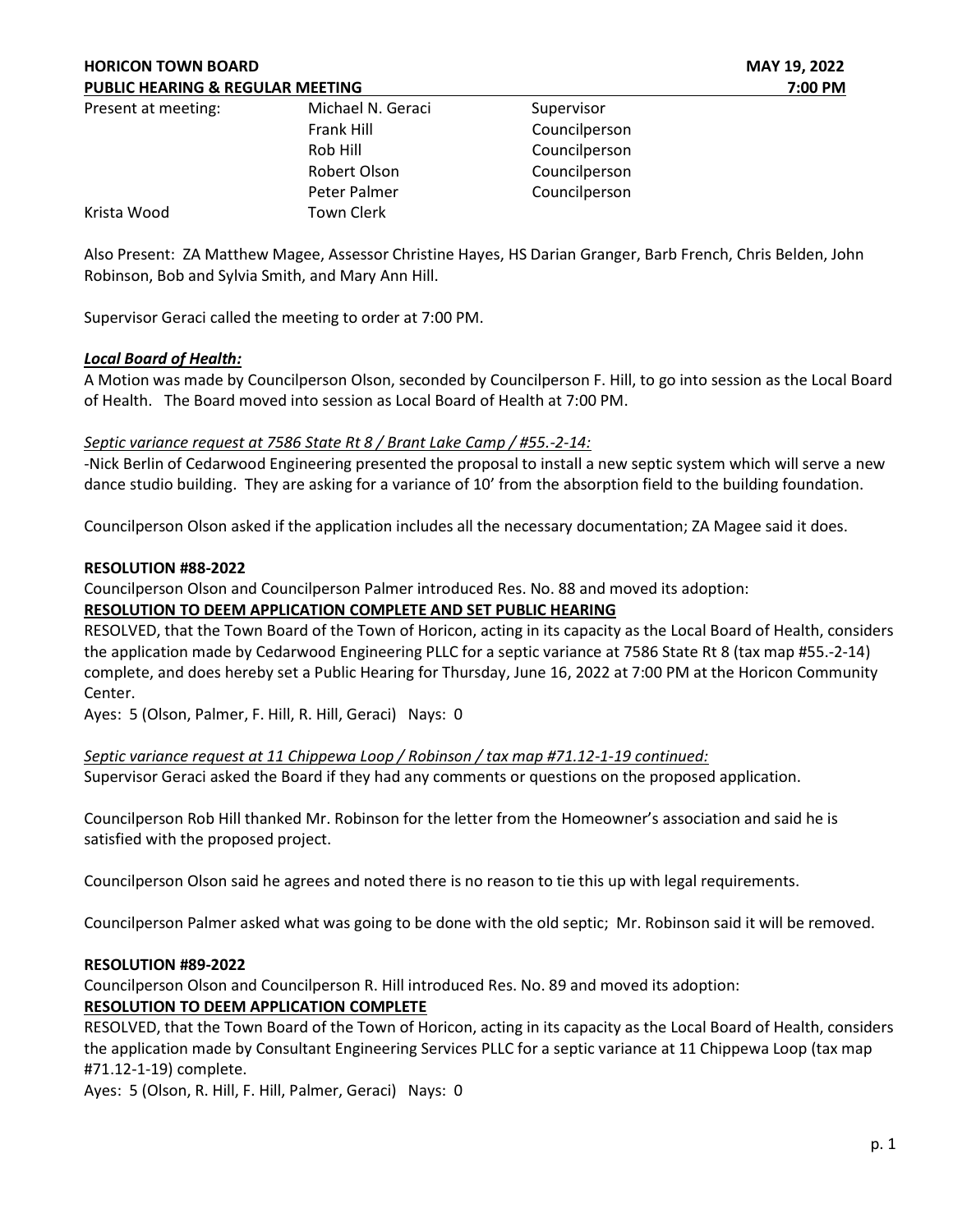**HORICON TOWN BOARD** **MAY 19, 2022**
**PUBLIC HEARING & REGULAR MEETING** **7:00 PM**

| Present at meeting: | Michael N. Geraci | Supervisor |
|---|---|---|
| | Frank Hill | Councilperson |
| | Rob Hill | Councilperson |
| | Robert Olson | Councilperson |
| | Peter Palmer | Councilperson |
| Krista Wood | Town Clerk | |

Also Present: ZA Matthew Magee, Assessor Christine Hayes, HS Darian Granger, Barb French, Chris Belden, John Robinson, Bob and Sylvia Smith, and Mary Ann Hill.

Supervisor Geraci called the meeting to order at 7:00 PM.

***Local Board of Health:***

A Motion was made by Councilperson Olson, seconded by Councilperson F. Hill, to go into session as the Local Board of Health. The Board moved into session as Local Board of Health at 7:00 PM.

*Septic variance request at 7586 State Rt 8 / Brant Lake Camp / #55.-2-14:*

-Nick Berlin of Cedarwood Engineering presented the proposal to install a new septic system which will serve a new dance studio building. They are asking for a variance of 10' from the absorption field to the building foundation.

Councilperson Olson asked if the application includes all the necessary documentation; ZA Magee said it does.

**RESOLUTION #88-2022**

Councilperson Olson and Councilperson Palmer introduced Res. No. 88 and moved its adoption:

**RESOLUTION TO DEEM APPLICATION COMPLETE AND SET PUBLIC HEARING**

RESOLVED, that the Town Board of the Town of Horicon, acting in its capacity as the Local Board of Health, considers the application made by Cedarwood Engineering PLLC for a septic variance at 7586 State Rt 8 (tax map #55.-2-14) complete, and does hereby set a Public Hearing for Thursday, June 16, 2022 at 7:00 PM at the Horicon Community Center.

Ayes: 5 (Olson, Palmer, F. Hill, R. Hill, Geraci) Nays: 0

*Septic variance request at 11 Chippewa Loop / Robinson / tax map #71.12-1-19 continued:*

Supervisor Geraci asked the Board if they had any comments or questions on the proposed application.

Councilperson Rob Hill thanked Mr. Robinson for the letter from the Homeowner's association and said he is satisfied with the proposed project.

Councilperson Olson said he agrees and noted there is no reason to tie this up with legal requirements.

Councilperson Palmer asked what was going to be done with the old septic; Mr. Robinson said it will be removed.

**RESOLUTION #89-2022**

Councilperson Olson and Councilperson R. Hill introduced Res. No. 89 and moved its adoption:

**RESOLUTION TO DEEM APPLICATION COMPLETE**

RESOLVED, that the Town Board of the Town of Horicon, acting in its capacity as the Local Board of Health, considers the application made by Consultant Engineering Services PLLC for a septic variance at 11 Chippewa Loop (tax map #71.12-1-19) complete.

Ayes: 5 (Olson, R. Hill, F. Hill, Palmer, Geraci) Nays: 0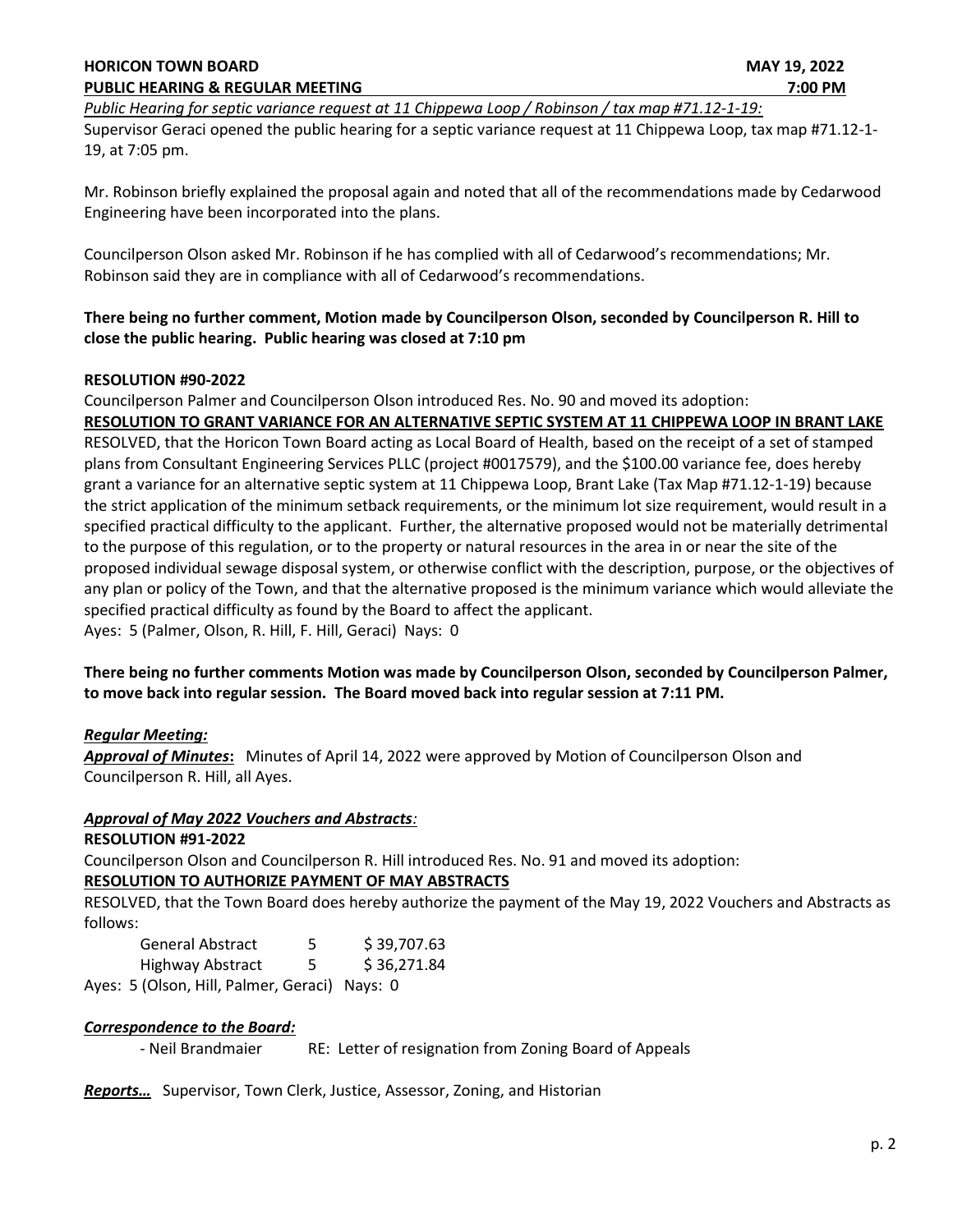**HORICON TOWN BOARD MAY 19, 2022**
**PUBLIC HEARING & REGULAR MEETING 7:00 PM**

*Public Hearing for septic variance request at 11 Chippewa Loop / Robinson / tax map #71.12-1-19:*

Supervisor Geraci opened the public hearing for a septic variance request at 11 Chippewa Loop, tax map #71.12-1-19, at 7:05 pm.

Mr. Robinson briefly explained the proposal again and noted that all of the recommendations made by Cedarwood Engineering have been incorporated into the plans.

Councilperson Olson asked Mr. Robinson if he has complied with all of Cedarwood's recommendations; Mr. Robinson said they are in compliance with all of Cedarwood's recommendations.

**There being no further comment, Motion made by Councilperson Olson, seconded by Councilperson R. Hill to close the public hearing. Public hearing was closed at 7:10 pm**

**RESOLUTION #90-2022**

Councilperson Palmer and Councilperson Olson introduced Res. No. 90 and moved its adoption:

**RESOLUTION TO GRANT VARIANCE FOR AN ALTERNATIVE SEPTIC SYSTEM AT 11 CHIPPEWA LOOP IN BRANT LAKE**

RESOLVED, that the Horicon Town Board acting as Local Board of Health, based on the receipt of a set of stamped plans from Consultant Engineering Services PLLC (project #0017579), and the $100.00 variance fee, does hereby grant a variance for an alternative septic system at 11 Chippewa Loop, Brant Lake (Tax Map #71.12-1-19) because the strict application of the minimum setback requirements, or the minimum lot size requirement, would result in a specified practical difficulty to the applicant. Further, the alternative proposed would not be materially detrimental to the purpose of this regulation, or to the property or natural resources in the area in or near the site of the proposed individual sewage disposal system, or otherwise conflict with the description, purpose, or the objectives of any plan or policy of the Town, and that the alternative proposed is the minimum variance which would alleviate the specified practical difficulty as found by the Board to affect the applicant.

Ayes: 5 (Palmer, Olson, R. Hill, F. Hill, Geraci) Nays: 0

**There being no further comments Motion was made by Councilperson Olson, seconded by Councilperson Palmer, to move back into regular session. The Board moved back into regular session at 7:11 PM.**

***Regular Meeting:***

***Approval of Minutes*:** Minutes of April 14, 2022 were approved by Motion of Councilperson Olson and Councilperson R. Hill, all Ayes.

***Approval of May 2022 Vouchers and Abstracts:***

**RESOLUTION #91-2022**

Councilperson Olson and Councilperson R. Hill introduced Res. No. 91 and moved its adoption:

**RESOLUTION TO AUTHORIZE PAYMENT OF MAY ABSTRACTS**

RESOLVED, that the Town Board does hereby authorize the payment of the May 19, 2022 Vouchers and Abstracts as follows:

| | | |
|---|---|---|
| General Abstract | 5 | $ 39,707.63 |
| Highway Abstract | 5 | $ 36,271.84 |

Ayes: 5 (Olson, Hill, Palmer, Geraci) Nays: 0

***Correspondence to the Board:***

- Neil Brandmaier RE: Letter of resignation from Zoning Board of Appeals

***Reports…*** Supervisor, Town Clerk, Justice, Assessor, Zoning, and Historian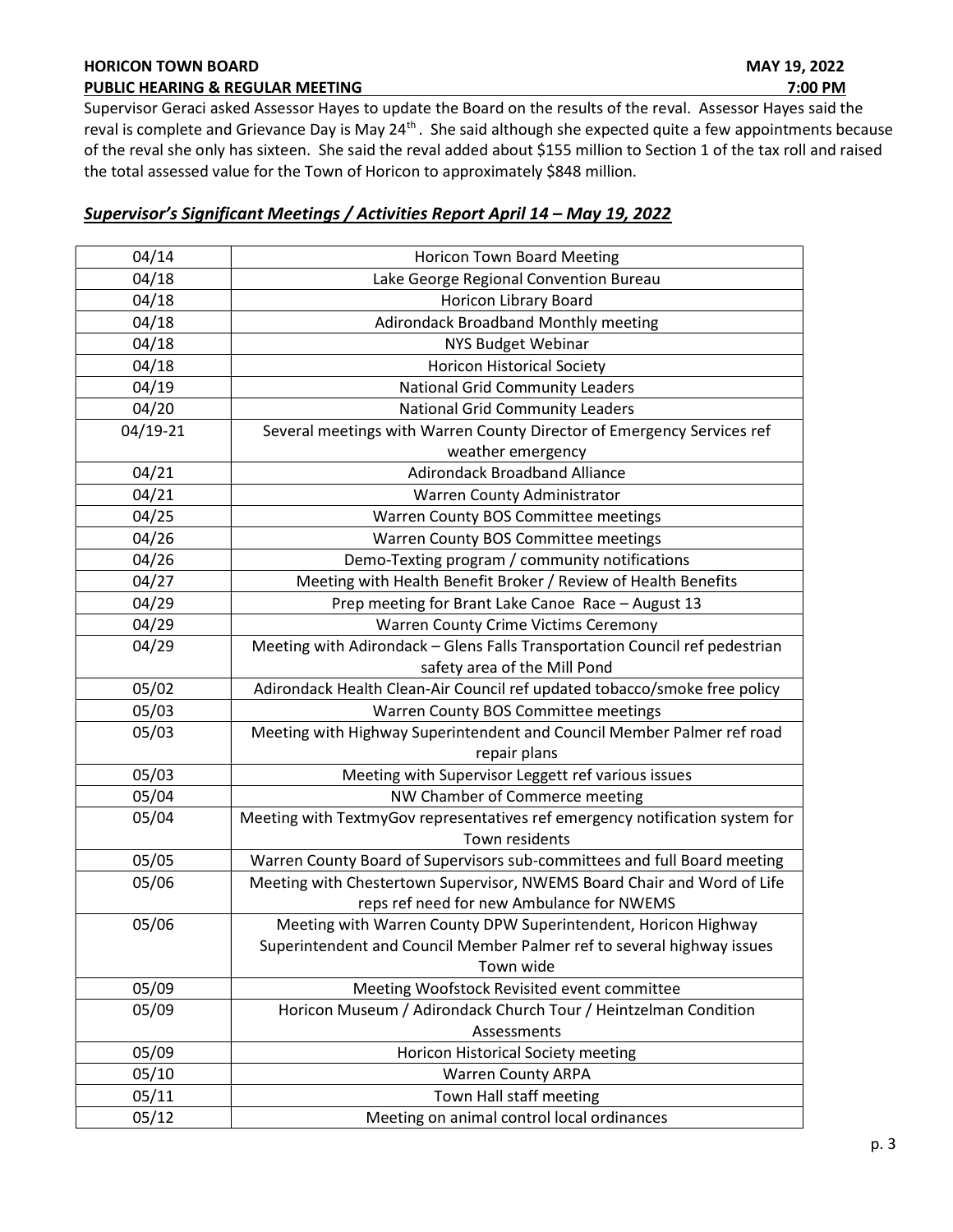Supervisor Geraci asked Assessor Hayes to update the Board on the results of the reval. Assessor Hayes said the reval is complete and Grievance Day is May 24th. She said although she expected quite a few appointments because of the reval she only has sixteen. She said the reval added about $155 million to Section 1 of the tax roll and raised the total assessed value for the Town of Horicon to approximately $848 million.

## ***Supervisor's Significant Meetings / Activities Report April 14 – May 19, 2022***

| | |
|---|---|
| 04/14 | Horicon Town Board Meeting |
| 04/18 | Lake George Regional Convention Bureau |
| 04/18 | Horicon Library Board |
| 04/18 | Adirondack Broadband Monthly meeting |
| 04/18 | NYS Budget Webinar |
| 04/18 | Horicon Historical Society |
| 04/19 | National Grid Community Leaders |
| 04/20 | National Grid Community Leaders |
| 04/19-21 | Several meetings with Warren County Director of Emergency Services ref weather emergency |
| 04/21 | Adirondack Broadband Alliance |
| 04/21 | Warren County Administrator |
| 04/25 | Warren County BOS Committee meetings |
| 04/26 | Warren County BOS Committee meetings |
| 04/26 | Demo-Texting program / community notifications |
| 04/27 | Meeting with Health Benefit Broker / Review of Health Benefits |
| 04/29 | Prep meeting for Brant Lake Canoe Race – August 13 |
| 04/29 | Warren County Crime Victims Ceremony |
| 04/29 | Meeting with Adirondack – Glens Falls Transportation Council ref pedestrian safety area of the Mill Pond |
| 05/02 | Adirondack Health Clean-Air Council ref updated tobacco/smoke free policy |
| 05/03 | Warren County BOS Committee meetings |
| 05/03 | Meeting with Highway Superintendent and Council Member Palmer ref road repair plans |
| 05/03 | Meeting with Supervisor Leggett ref various issues |
| 05/04 | NW Chamber of Commerce meeting |
| 05/04 | Meeting with TextmyGov representatives ref emergency notification system for Town residents |
| 05/05 | Warren County Board of Supervisors sub-committees and full Board meeting |
| 05/06 | Meeting with Chestertown Supervisor, NWEMS Board Chair and Word of Life reps ref need for new Ambulance for NWEMS |
| 05/06 | Meeting with Warren County DPW Superintendent, Horicon Highway Superintendent and Council Member Palmer ref to several highway issues Town wide |
| 05/09 | Meeting Woofstock Revisited event committee |
| 05/09 | Horicon Museum / Adirondack Church Tour / Heintzelman Condition Assessments |
| 05/09 | Horicon Historical Society meeting |
| 05/10 | Warren County ARPA |
| 05/11 | Town Hall staff meeting |
| 05/12 | Meeting on animal control local ordinances |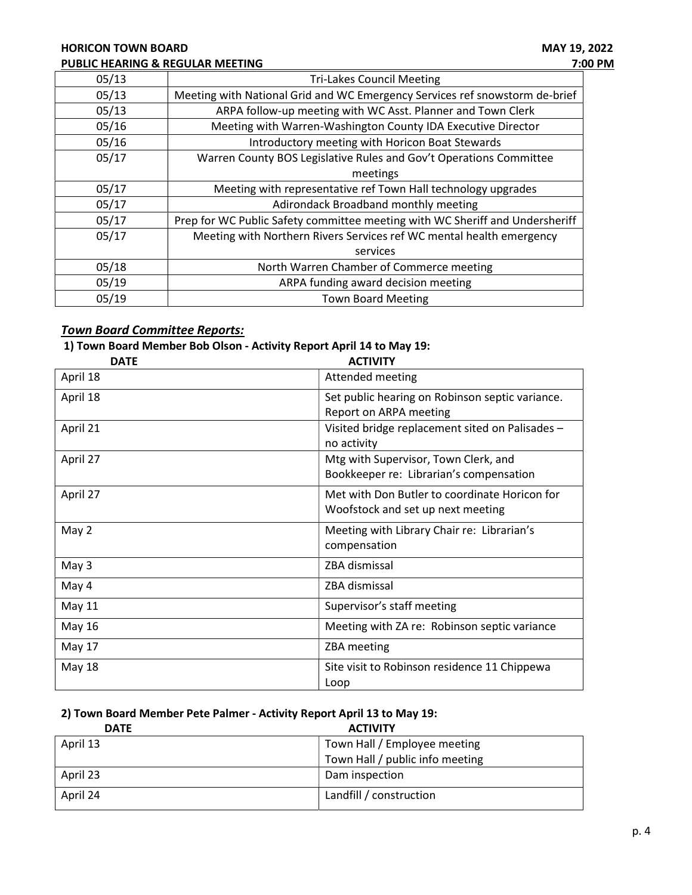| 05/13 | Tri-Lakes Council Meeting |
|---|---|
| 05/13 | Meeting with National Grid and WC Emergency Services ref snowstorm de-brief |
| 05/13 | ARPA follow-up meeting with WC Asst. Planner and Town Clerk |
| 05/16 | Meeting with Warren-Washington County IDA Executive Director |
| 05/16 | Introductory meeting with Horicon Boat Stewards |
| 05/17 | Warren County BOS Legislative Rules and Gov't Operations Committee meetings |
| 05/17 | Meeting with representative ref Town Hall technology upgrades |
| 05/17 | Adirondack Broadband monthly meeting |
| 05/17 | Prep for WC Public Safety committee meeting with WC Sheriff and Undersheriff |
| 05/17 | Meeting with Northern Rivers Services ref WC mental health emergency services |
| 05/18 | North Warren Chamber of Commerce meeting |
| 05/19 | ARPA funding award decision meeting |
| 05/19 | Town Board Meeting |

## ***Town Board Committee Reports:***

**1) Town Board Member Bob Olson - Activity Report April 14 to May 19:**

| DATE | ACTIVITY |
|---|---|
| April 18 | Attended meeting |
| April 18 | Set public hearing on Robinson septic variance. Report on ARPA meeting |
| April 21 | Visited bridge replacement sited on Palisades – no activity |
| April 27 | Mtg with Supervisor, Town Clerk, and Bookkeeper re: Librarian's compensation |
| April 27 | Met with Don Butler to coordinate Horicon for Woofstock and set up next meeting |
| May 2 | Meeting with Library Chair re: Librarian's compensation |
| May 3 | ZBA dismissal |
| May 4 | ZBA dismissal |
| May 11 | Supervisor's staff meeting |
| May 16 | Meeting with ZA re: Robinson septic variance |
| May 17 | ZBA meeting |
| May 18 | Site visit to Robinson residence 11 Chippewa Loop |

**2) Town Board Member Pete Palmer - Activity Report April 13 to May 19:**

| DATE | ACTIVITY |
|---|---|
| April 13 | Town Hall / Employee meeting<br>Town Hall / public info meeting |
| April 23 | Dam inspection |
| April 24 | Landfill / construction |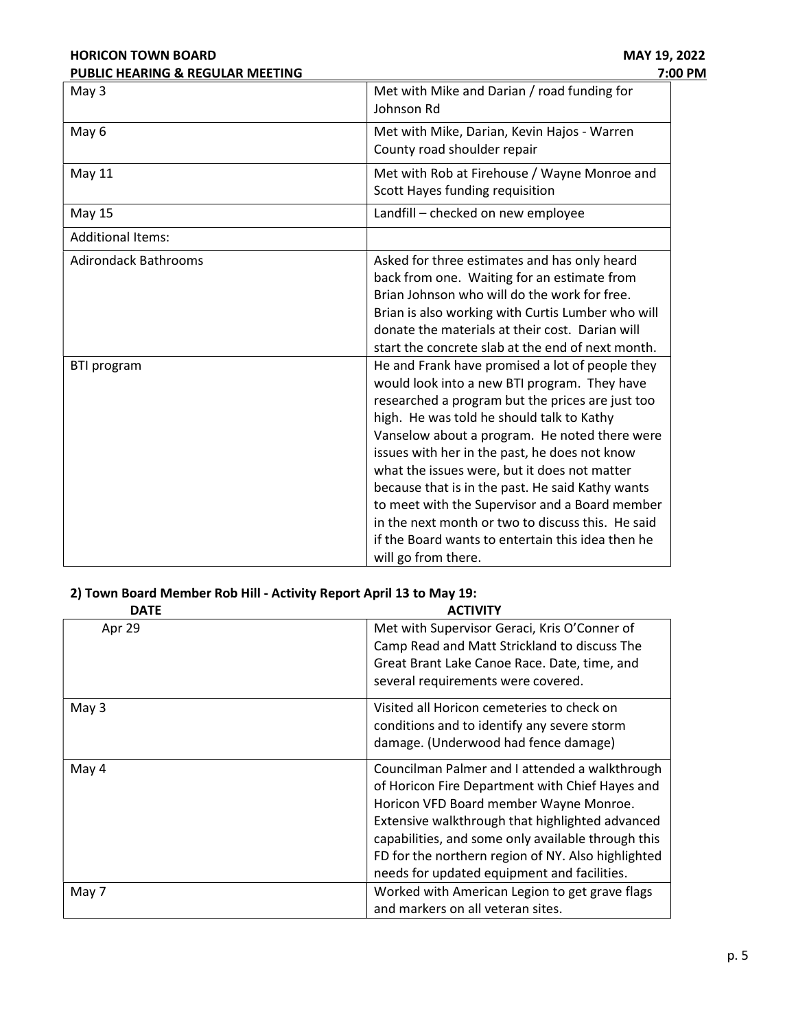| | |
|---|---|
| May 3 | Met with Mike and Darian / road funding for Johnson Rd |
| May 6 | Met with Mike, Darian, Kevin Hajos - Warren County road shoulder repair |
| May 11 | Met with Rob at Firehouse / Wayne Monroe and Scott Hayes funding requisition |
| May 15 | Landfill – checked on new employee |
| Additional Items: | |
| Adirondack Bathrooms | Asked for three estimates and has only heard back from one. Waiting for an estimate from Brian Johnson who will do the work for free. Brian is also working with Curtis Lumber who will donate the materials at their cost. Darian will start the concrete slab at the end of next month. |
| BTI program | He and Frank have promised a lot of people they would look into a new BTI program. They have researched a program but the prices are just too high. He was told he should talk to Kathy Vanselow about a program. He noted there were issues with her in the past, he does not know what the issues were, but it does not matter because that is in the past. He said Kathy wants to meet with the Supervisor and a Board member in the next month or two to discuss this. He said if the Board wants to entertain this idea then he will go from there. |

**2) Town Board Member Rob Hill - Activity Report April 13 to May 19:**

| DATE | ACTIVITY |
|---|---|
| Apr 29 | Met with Supervisor Geraci, Kris O'Conner of Camp Read and Matt Strickland to discuss The Great Brant Lake Canoe Race. Date, time, and several requirements were covered. |
| May 3 | Visited all Horicon cemeteries to check on conditions and to identify any severe storm damage. (Underwood had fence damage) |
| May 4 | Councilman Palmer and I attended a walkthrough of Horicon Fire Department with Chief Hayes and Horicon VFD Board member Wayne Monroe. Extensive walkthrough that highlighted advanced capabilities, and some only available through this FD for the northern region of NY. Also highlighted needs for updated equipment and facilities. |
| May 7 | Worked with American Legion to get grave flags and markers on all veteran sites. |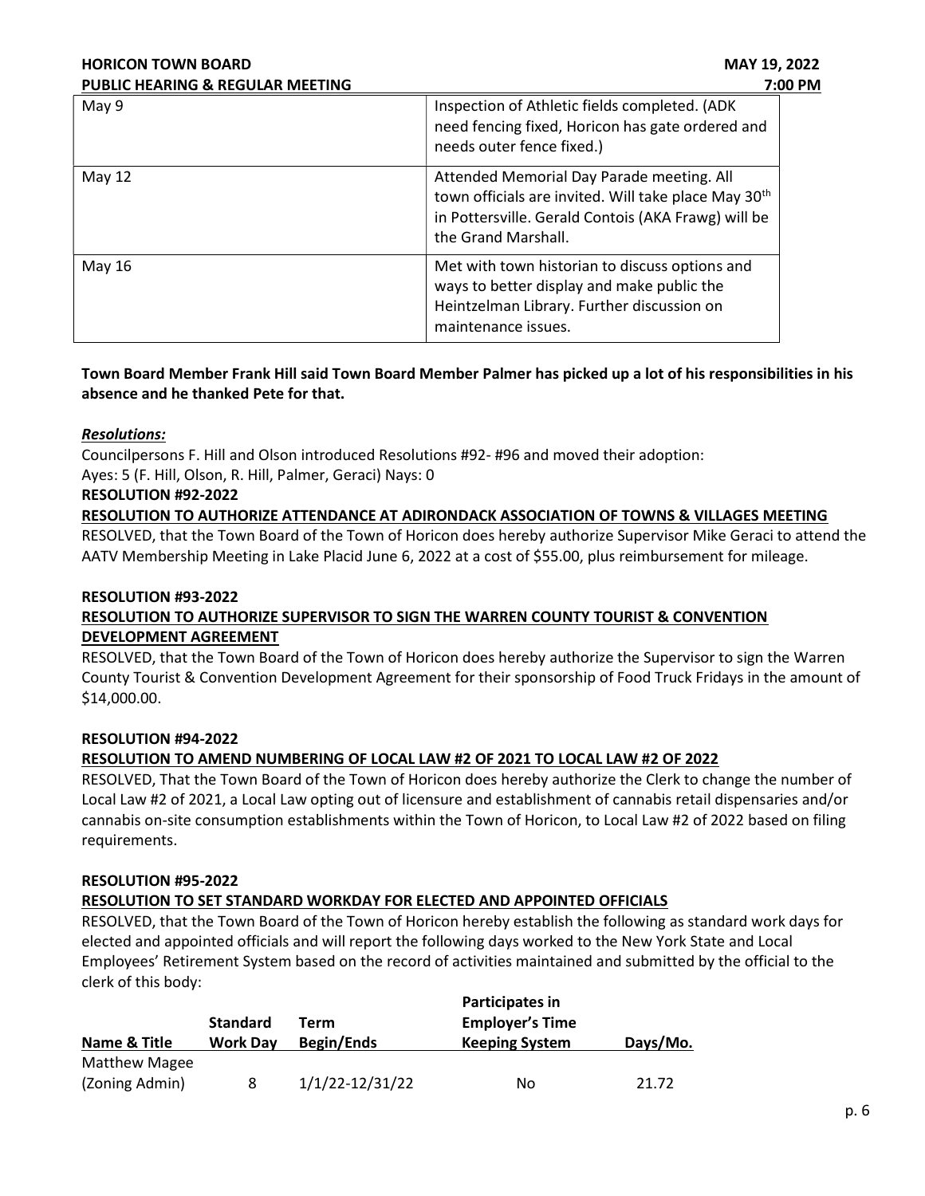| May 9 | Inspection of Athletic fields completed. (ADK need fencing fixed, Horicon has gate ordered and needs outer fence fixed.) |
|---|---|
| May 12 | Attended Memorial Day Parade meeting. All town officials are invited. Will take place May 30th in Pottersville. Gerald Contois (AKA Frawg) will be the Grand Marshall. |
| May 16 | Met with town historian to discuss options and ways to better display and make public the Heintzelman Library. Further discussion on maintenance issues. |

**Town Board Member Frank Hill said Town Board Member Palmer has picked up a lot of his responsibilities in his absence and he thanked Pete for that.**

***Resolutions:***

Councilpersons F. Hill and Olson introduced Resolutions #92- #96 and moved their adoption:
Ayes: 5 (F. Hill, Olson, R. Hill, Palmer, Geraci) Nays: 0

**RESOLUTION #92-2022**

**RESOLUTION TO AUTHORIZE ATTENDANCE AT ADIRONDACK ASSOCIATION OF TOWNS & VILLAGES MEETING**

RESOLVED, that the Town Board of the Town of Horicon does hereby authorize Supervisor Mike Geraci to attend the AATV Membership Meeting in Lake Placid June 6, 2022 at a cost of $55.00, plus reimbursement for mileage.

**RESOLUTION #93-2022**

**RESOLUTION TO AUTHORIZE SUPERVISOR TO SIGN THE WARREN COUNTY TOURIST & CONVENTION DEVELOPMENT AGREEMENT**

RESOLVED, that the Town Board of the Town of Horicon does hereby authorize the Supervisor to sign the Warren County Tourist & Convention Development Agreement for their sponsorship of Food Truck Fridays in the amount of $14,000.00.

**RESOLUTION #94-2022**

**RESOLUTION TO AMEND NUMBERING OF LOCAL LAW #2 OF 2021 TO LOCAL LAW #2 OF 2022**

RESOLVED, That the Town Board of the Town of Horicon does hereby authorize the Clerk to change the number of Local Law #2 of 2021, a Local Law opting out of licensure and establishment of cannabis retail dispensaries and/or cannabis on-site consumption establishments within the Town of Horicon, to Local Law #2 of 2022 based on filing requirements.

**RESOLUTION #95-2022**

**RESOLUTION TO SET STANDARD WORKDAY FOR ELECTED AND APPOINTED OFFICIALS**

RESOLVED, that the Town Board of the Town of Horicon hereby establish the following as standard work days for elected and appointed officials and will report the following days worked to the New York State and Local Employees' Retirement System based on the record of activities maintained and submitted by the official to the clerk of this body:

| Name & Title | Standard Work Day | Term Begin/Ends | Participates in Employer's Time Keeping System | Days/Mo. |
|---|---|---|---|---|
| Matthew Magee (Zoning Admin) | 8 | 1/1/22-12/31/22 | No | 21.72 |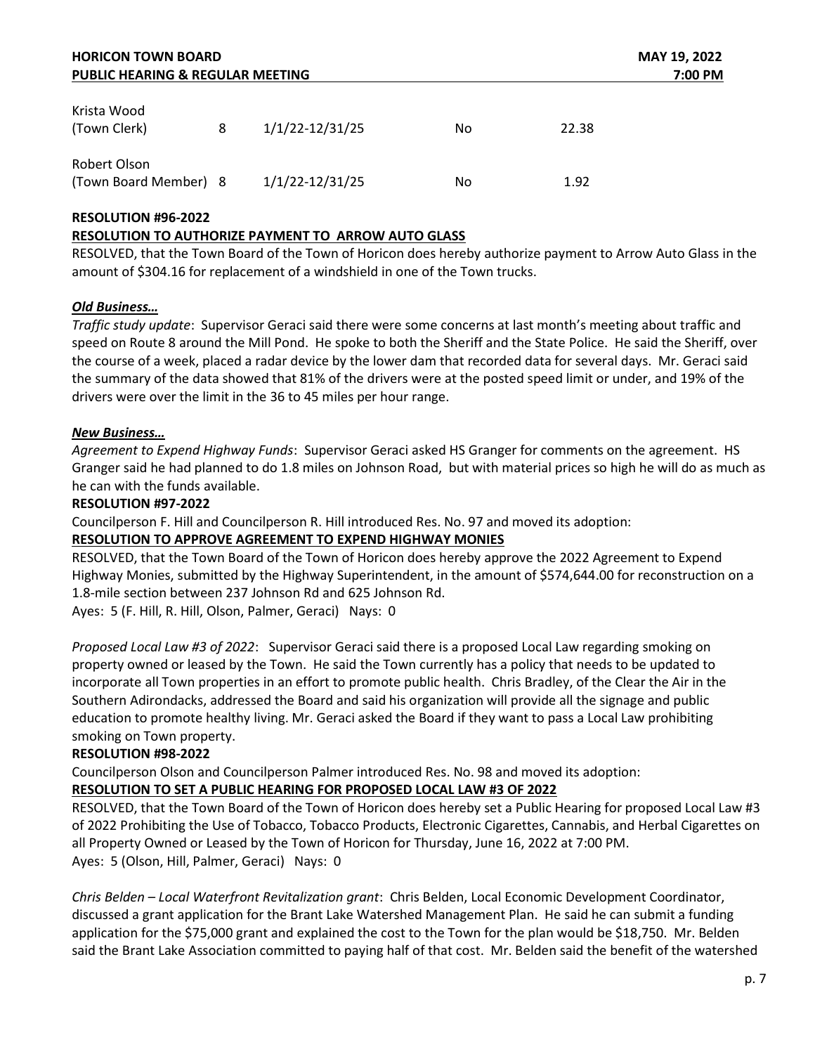| | | | | |
|---|---|---|---|---|
| Krista Wood (Town Clerk) | 8 | 1/1/22-12/31/25 | No | 22.38 |
| Robert Olson (Town Board Member) | 8 | 1/1/22-12/31/25 | No | 1.92 |

**RESOLUTION #96-2022**

**RESOLUTION TO AUTHORIZE PAYMENT TO ARROW AUTO GLASS**

RESOLVED, that the Town Board of the Town of Horicon does hereby authorize payment to Arrow Auto Glass in the amount of $304.16 for replacement of a windshield in one of the Town trucks.

***Old Business…***

*Traffic study update*: Supervisor Geraci said there were some concerns at last month's meeting about traffic and speed on Route 8 around the Mill Pond. He spoke to both the Sheriff and the State Police. He said the Sheriff, over the course of a week, placed a radar device by the lower dam that recorded data for several days. Mr. Geraci said the summary of the data showed that 81% of the drivers were at the posted speed limit or under, and 19% of the drivers were over the limit in the 36 to 45 miles per hour range.

***New Business…***

*Agreement to Expend Highway Funds*: Supervisor Geraci asked HS Granger for comments on the agreement. HS Granger said he had planned to do 1.8 miles on Johnson Road, but with material prices so high he will do as much as he can with the funds available.

**RESOLUTION #97-2022**

Councilperson F. Hill and Councilperson R. Hill introduced Res. No. 97 and moved its adoption:

**RESOLUTION TO APPROVE AGREEMENT TO EXPEND HIGHWAY MONIES**

RESOLVED, that the Town Board of the Town of Horicon does hereby approve the 2022 Agreement to Expend Highway Monies, submitted by the Highway Superintendent, in the amount of $574,644.00 for reconstruction on a 1.8-mile section between 237 Johnson Rd and 625 Johnson Rd.

Ayes: 5 (F. Hill, R. Hill, Olson, Palmer, Geraci) Nays: 0

*Proposed Local Law #3 of 2022*: Supervisor Geraci said there is a proposed Local Law regarding smoking on property owned or leased by the Town. He said the Town currently has a policy that needs to be updated to incorporate all Town properties in an effort to promote public health. Chris Bradley, of the Clear the Air in the Southern Adirondacks, addressed the Board and said his organization will provide all the signage and public education to promote healthy living. Mr. Geraci asked the Board if they want to pass a Local Law prohibiting smoking on Town property.

**RESOLUTION #98-2022**

Councilperson Olson and Councilperson Palmer introduced Res. No. 98 and moved its adoption:

**RESOLUTION TO SET A PUBLIC HEARING FOR PROPOSED LOCAL LAW #3 OF 2022**

RESOLVED, that the Town Board of the Town of Horicon does hereby set a Public Hearing for proposed Local Law #3 of 2022 Prohibiting the Use of Tobacco, Tobacco Products, Electronic Cigarettes, Cannabis, and Herbal Cigarettes on all Property Owned or Leased by the Town of Horicon for Thursday, June 16, 2022 at 7:00 PM.

Ayes: 5 (Olson, Hill, Palmer, Geraci) Nays: 0

*Chris Belden – Local Waterfront Revitalization grant*: Chris Belden, Local Economic Development Coordinator, discussed a grant application for the Brant Lake Watershed Management Plan. He said he can submit a funding application for the $75,000 grant and explained the cost to the Town for the plan would be $18,750. Mr. Belden said the Brant Lake Association committed to paying half of that cost. Mr. Belden said the benefit of the watershed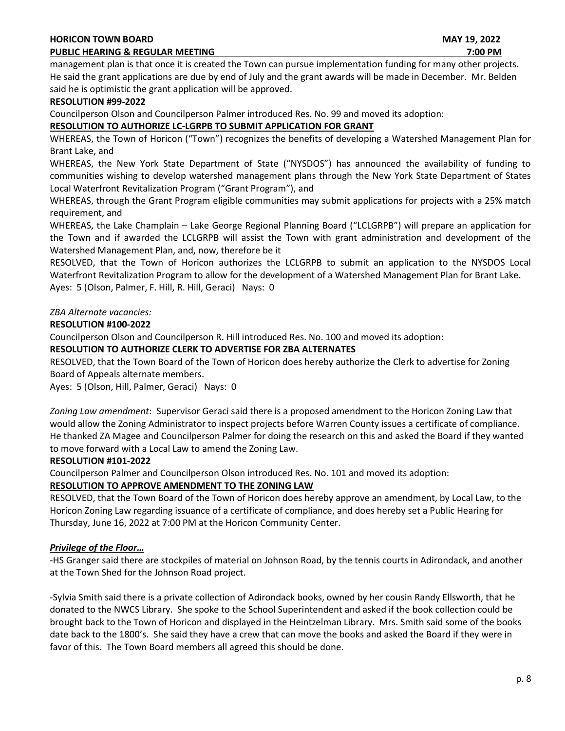management plan is that once it is created the Town can pursue implementation funding for many other projects. He said the grant applications are due by end of July and the grant awards will be made in December. Mr. Belden said he is optimistic the grant application will be approved.

**RESOLUTION #99-2022**

Councilperson Olson and Councilperson Palmer introduced Res. No. 99 and moved its adoption:

**RESOLUTION TO AUTHORIZE LC-LGRPB TO SUBMIT APPLICATION FOR GRANT**

WHEREAS, the Town of Horicon ("Town") recognizes the benefits of developing a Watershed Management Plan for Brant Lake, and

WHEREAS, the New York State Department of State ("NYSDOS") has announced the availability of funding to communities wishing to develop watershed management plans through the New York State Department of States Local Waterfront Revitalization Program ("Grant Program"), and

WHEREAS, through the Grant Program eligible communities may submit applications for projects with a 25% match requirement, and

WHEREAS, the Lake Champlain – Lake George Regional Planning Board ("LCLGRPB") will prepare an application for the Town and if awarded the LCLGRPB will assist the Town with grant administration and development of the Watershed Management Plan, and, now, therefore be it

RESOLVED, that the Town of Horicon authorizes the LCLGRPB to submit an application to the NYSDOS Local Waterfront Revitalization Program to allow for the development of a Watershed Management Plan for Brant Lake.

Ayes: 5 (Olson, Palmer, F. Hill, R. Hill, Geraci) Nays: 0

*ZBA Alternate vacancies:*

**RESOLUTION #100-2022**

Councilperson Olson and Councilperson R. Hill introduced Res. No. 100 and moved its adoption:

**RESOLUTION TO AUTHORIZE CLERK TO ADVERTISE FOR ZBA ALTERNATES**

RESOLVED, that the Town Board of the Town of Horicon does hereby authorize the Clerk to advertise for Zoning Board of Appeals alternate members.

Ayes: 5 (Olson, Hill, Palmer, Geraci) Nays: 0

*Zoning Law amendment*: Supervisor Geraci said there is a proposed amendment to the Horicon Zoning Law that would allow the Zoning Administrator to inspect projects before Warren County issues a certificate of compliance. He thanked ZA Magee and Councilperson Palmer for doing the research on this and asked the Board if they wanted to move forward with a Local Law to amend the Zoning Law.

**RESOLUTION #101-2022**

Councilperson Palmer and Councilperson Olson introduced Res. No. 101 and moved its adoption:

**RESOLUTION TO APPROVE AMENDMENT TO THE ZONING LAW**

RESOLVED, that the Town Board of the Town of Horicon does hereby approve an amendment, by Local Law, to the Horicon Zoning Law regarding issuance of a certificate of compliance, and does hereby set a Public Hearing for Thursday, June 16, 2022 at 7:00 PM at the Horicon Community Center.

***Privilege of the Floor…***

-HS Granger said there are stockpiles of material on Johnson Road, by the tennis courts in Adirondack, and another at the Town Shed for the Johnson Road project.

-Sylvia Smith said there is a private collection of Adirondack books, owned by her cousin Randy Ellsworth, that he donated to the NWCS Library. She spoke to the School Superintendent and asked if the book collection could be brought back to the Town of Horicon and displayed in the Heintzelman Library. Mrs. Smith said some of the books date back to the 1800's. She said they have a crew that can move the books and asked the Board if they were in favor of this. The Town Board members all agreed this should be done.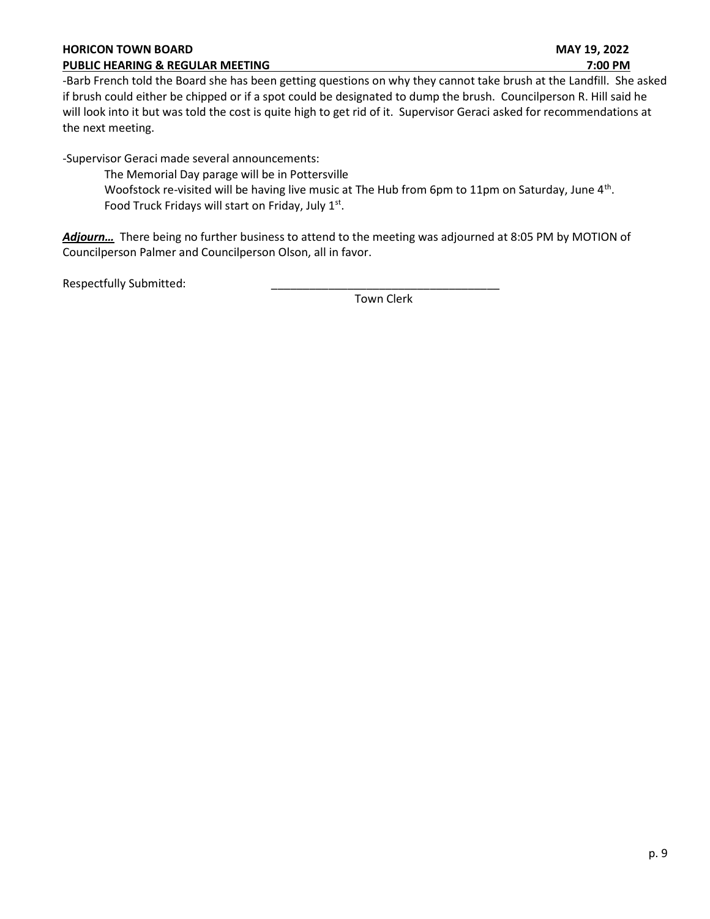-Barb French told the Board she has been getting questions on why they cannot take brush at the Landfill. She asked if brush could either be chipped or if a spot could be designated to dump the brush. Councilperson R. Hill said he will look into it but was told the cost is quite high to get rid of it. Supervisor Geraci asked for recommendations at the next meeting.

-Supervisor Geraci made several announcements:

The Memorial Day parage will be in Pottersville

Woofstock re-visited will be having live music at The Hub from 6pm to 11pm on Saturday, June 4th.

Food Truck Fridays will start on Friday, July 1st.

***Adjourn…*** There being no further business to attend to the meeting was adjourned at 8:05 PM by MOTION of Councilperson Palmer and Councilperson Olson, all in favor.

Respectfully Submitted: ____________________________________

Town Clerk